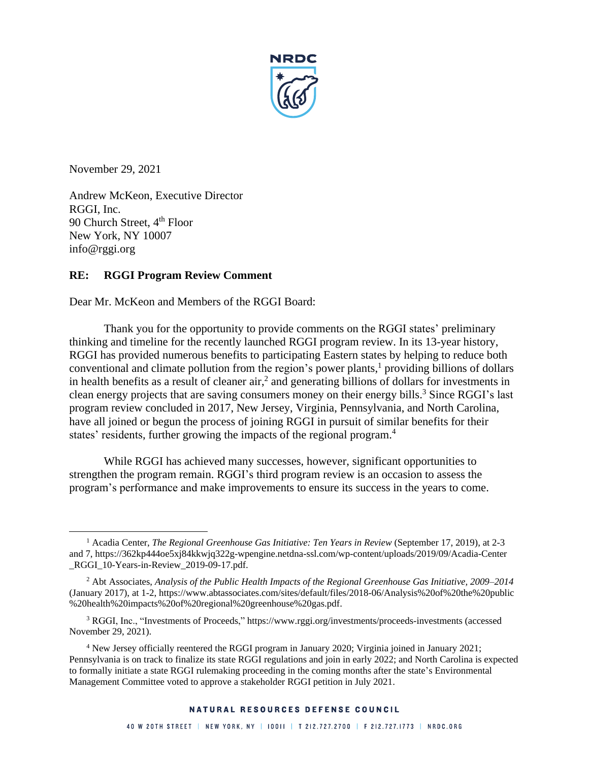November 29, 2021

Andrew McKeon, Executive Director
RGGI, Inc.
90 Church Street, 4th Floor
New York, NY 10007
info@rggi.org

**RE: RGGI Program Review Comment**

Dear Mr. McKeon and Members of the RGGI Board:

Thank you for the opportunity to provide comments on the RGGI states' preliminary thinking and timeline for the recently launched RGGI program review. In its 13-year history, RGGI has provided numerous benefits to participating Eastern states by helping to reduce both conventional and climate pollution from the region's power plants,[1] providing billions of dollars in health benefits as a result of cleaner air,[2] and generating billions of dollars for investments in clean energy projects that are saving consumers money on their energy bills.[3] Since RGGI's last program review concluded in 2017, New Jersey, Virginia, Pennsylvania, and North Carolina, have all joined or begun the process of joining RGGI in pursuit of similar benefits for their states' residents, further growing the impacts of the regional program.[4]

While RGGI has achieved many successes, however, significant opportunities to strengthen the program remain. RGGI's third program review is an occasion to assess the program's performance and make improvements to ensure its success in the years to come.

---

[1] Acadia Center, *The Regional Greenhouse Gas Initiative: Ten Years in Review* (September 17, 2019), at 2-3 and 7, https://362kp444oe5xj84kkwjq322g-wpengine.netdna-ssl.com/wp-content/uploads/2019/09/Acadia-Center_RGGI_10-Years-in-Review_2019-09-17.pdf.

[2] Abt Associates, *Analysis of the Public Health Impacts of the Regional Greenhouse Gas Initiative, 2009–2014* (January 2017), at 1-2, https://www.abtassociates.com/sites/default/files/2018-06/Analysis%20of%20the%20public%20health%20impacts%20of%20regional%20greenhouse%20gas.pdf.

[3] RGGI, Inc., "Investments of Proceeds," https://www.rggi.org/investments/proceeds-investments (accessed November 29, 2021).

[4] New Jersey officially reentered the RGGI program in January 2020; Virginia joined in January 2021; Pennsylvania is on track to finalize its state RGGI regulations and join in early 2022; and North Carolina is expected to formally initiate a state RGGI rulemaking proceeding in the coming months after the state's Environmental Management Committee voted to approve a stakeholder RGGI petition in July 2021.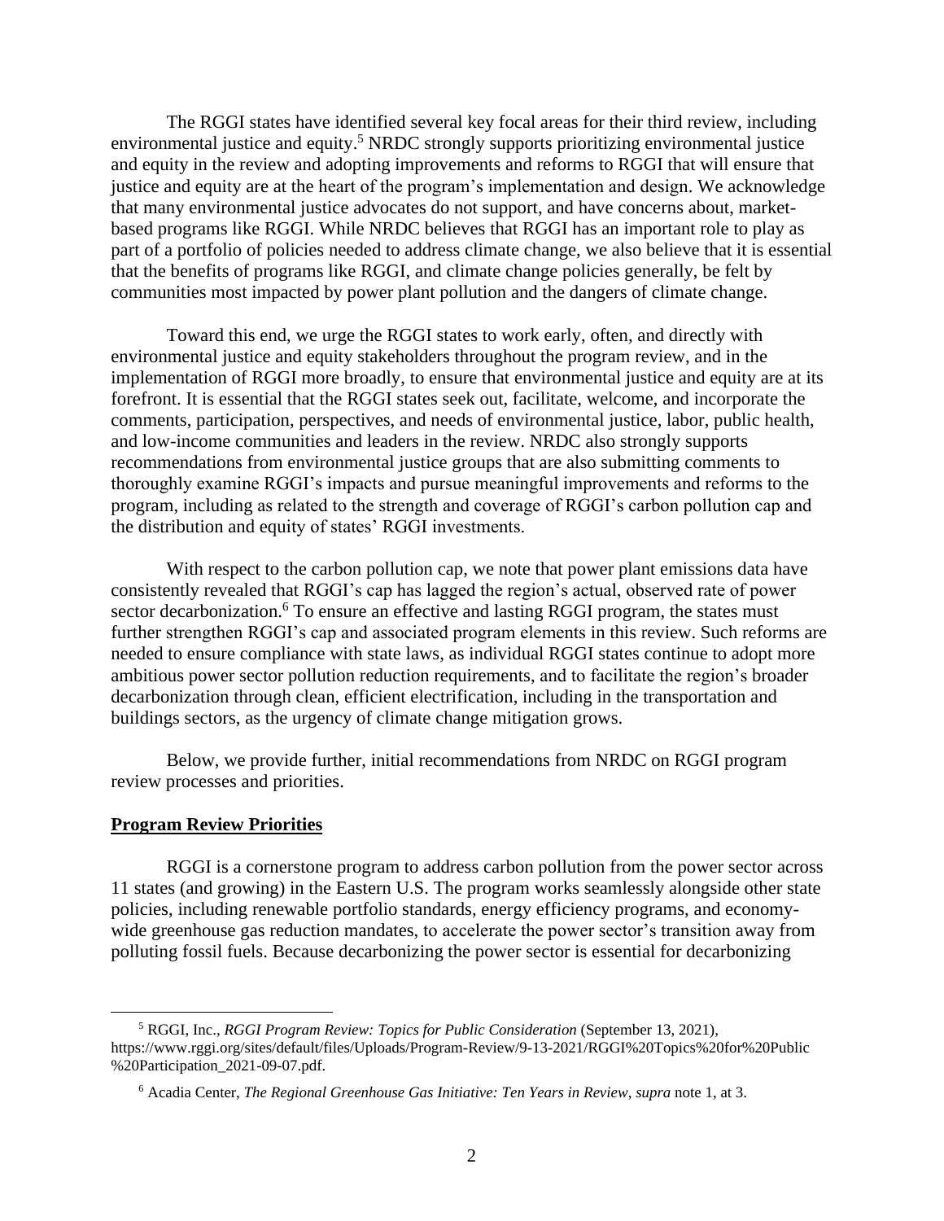The RGGI states have identified several key focal areas for their third review, including environmental justice and equity.[5] NRDC strongly supports prioritizing environmental justice and equity in the review and adopting improvements and reforms to RGGI that will ensure that justice and equity are at the heart of the program's implementation and design. We acknowledge that many environmental justice advocates do not support, and have concerns about, market-based programs like RGGI. While NRDC believes that RGGI has an important role to play as part of a portfolio of policies needed to address climate change, we also believe that it is essential that the benefits of programs like RGGI, and climate change policies generally, be felt by communities most impacted by power plant pollution and the dangers of climate change.

Toward this end, we urge the RGGI states to work early, often, and directly with environmental justice and equity stakeholders throughout the program review, and in the implementation of RGGI more broadly, to ensure that environmental justice and equity are at its forefront. It is essential that the RGGI states seek out, facilitate, welcome, and incorporate the comments, participation, perspectives, and needs of environmental justice, labor, public health, and low-income communities and leaders in the review. NRDC also strongly supports recommendations from environmental justice groups that are also submitting comments to thoroughly examine RGGI's impacts and pursue meaningful improvements and reforms to the program, including as related to the strength and coverage of RGGI's carbon pollution cap and the distribution and equity of states' RGGI investments.

With respect to the carbon pollution cap, we note that power plant emissions data have consistently revealed that RGGI's cap has lagged the region's actual, observed rate of power sector decarbonization.[6] To ensure an effective and lasting RGGI program, the states must further strengthen RGGI's cap and associated program elements in this review. Such reforms are needed to ensure compliance with state laws, as individual RGGI states continue to adopt more ambitious power sector pollution reduction requirements, and to facilitate the region's broader decarbonization through clean, efficient electrification, including in the transportation and buildings sectors, as the urgency of climate change mitigation grows.

Below, we provide further, initial recommendations from NRDC on RGGI program review processes and priorities.

**Program Review Priorities**

RGGI is a cornerstone program to address carbon pollution from the power sector across 11 states (and growing) in the Eastern U.S. The program works seamlessly alongside other state policies, including renewable portfolio standards, energy efficiency programs, and economy-wide greenhouse gas reduction mandates, to accelerate the power sector's transition away from polluting fossil fuels. Because decarbonizing the power sector is essential for decarbonizing

---

[5] RGGI, Inc., *RGGI Program Review: Topics for Public Consideration* (September 13, 2021), https://www.rggi.org/sites/default/files/Uploads/Program-Review/9-13-2021/RGGI%20Topics%20for%20Public%20Participation_2021-09-07.pdf.

[6] Acadia Center, *The Regional Greenhouse Gas Initiative: Ten Years in Review*, *supra* note 1, at 3.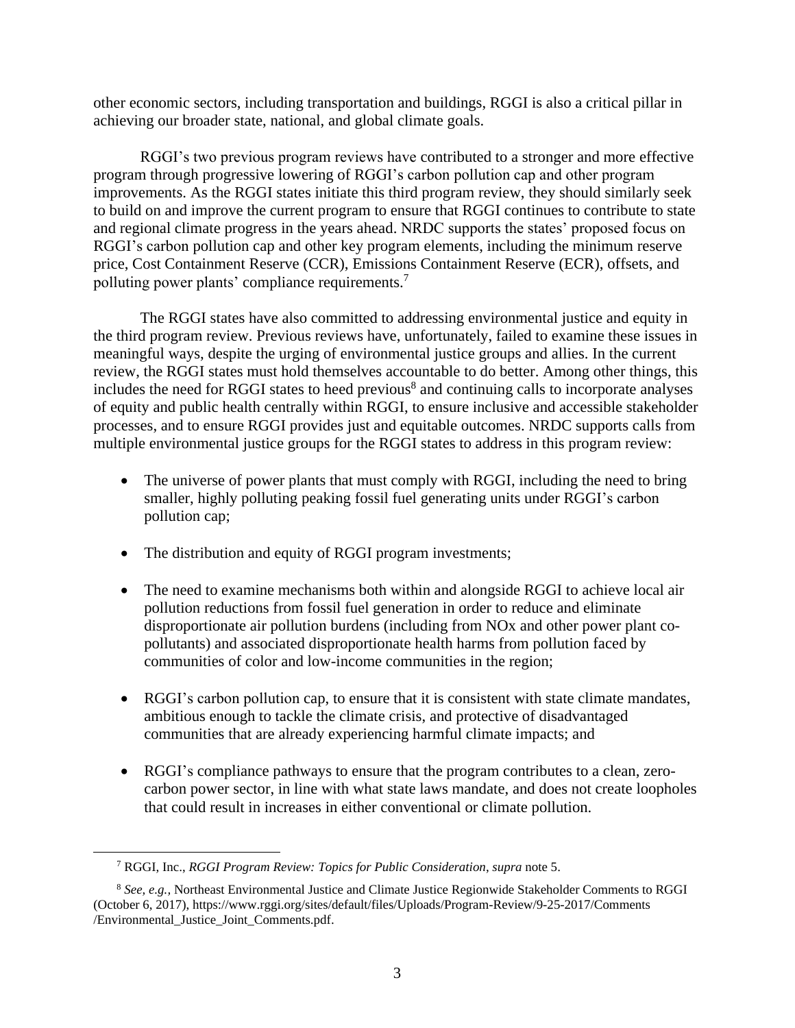other economic sectors, including transportation and buildings, RGGI is also a critical pillar in achieving our broader state, national, and global climate goals.

RGGI's two previous program reviews have contributed to a stronger and more effective program through progressive lowering of RGGI's carbon pollution cap and other program improvements. As the RGGI states initiate this third program review, they should similarly seek to build on and improve the current program to ensure that RGGI continues to contribute to state and regional climate progress in the years ahead. NRDC supports the states' proposed focus on RGGI's carbon pollution cap and other key program elements, including the minimum reserve price, Cost Containment Reserve (CCR), Emissions Containment Reserve (ECR), offsets, and polluting power plants' compliance requirements.[7]

The RGGI states have also committed to addressing environmental justice and equity in the third program review. Previous reviews have, unfortunately, failed to examine these issues in meaningful ways, despite the urging of environmental justice groups and allies. In the current review, the RGGI states must hold themselves accountable to do better. Among other things, this includes the need for RGGI states to heed previous[8] and continuing calls to incorporate analyses of equity and public health centrally within RGGI, to ensure inclusive and accessible stakeholder processes, and to ensure RGGI provides just and equitable outcomes. NRDC supports calls from multiple environmental justice groups for the RGGI states to address in this program review:

- The universe of power plants that must comply with RGGI, including the need to bring smaller, highly polluting peaking fossil fuel generating units under RGGI's carbon pollution cap;
- The distribution and equity of RGGI program investments;
- The need to examine mechanisms both within and alongside RGGI to achieve local air pollution reductions from fossil fuel generation in order to reduce and eliminate disproportionate air pollution burdens (including from NOx and other power plant co-pollutants) and associated disproportionate health harms from pollution faced by communities of color and low-income communities in the region;
- RGGI's carbon pollution cap, to ensure that it is consistent with state climate mandates, ambitious enough to tackle the climate crisis, and protective of disadvantaged communities that are already experiencing harmful climate impacts; and
- RGGI's compliance pathways to ensure that the program contributes to a clean, zero-carbon power sector, in line with what state laws mandate, and does not create loopholes that could result in increases in either conventional or climate pollution.

---

[7] RGGI, Inc., *RGGI Program Review: Topics for Public Consideration*, *supra* note 5.

[8] *See, e.g.*, Northeast Environmental Justice and Climate Justice Regionwide Stakeholder Comments to RGGI (October 6, 2017), https://www.rggi.org/sites/default/files/Uploads/Program-Review/9-25-2017/Comments/Environmental_Justice_Joint_Comments.pdf.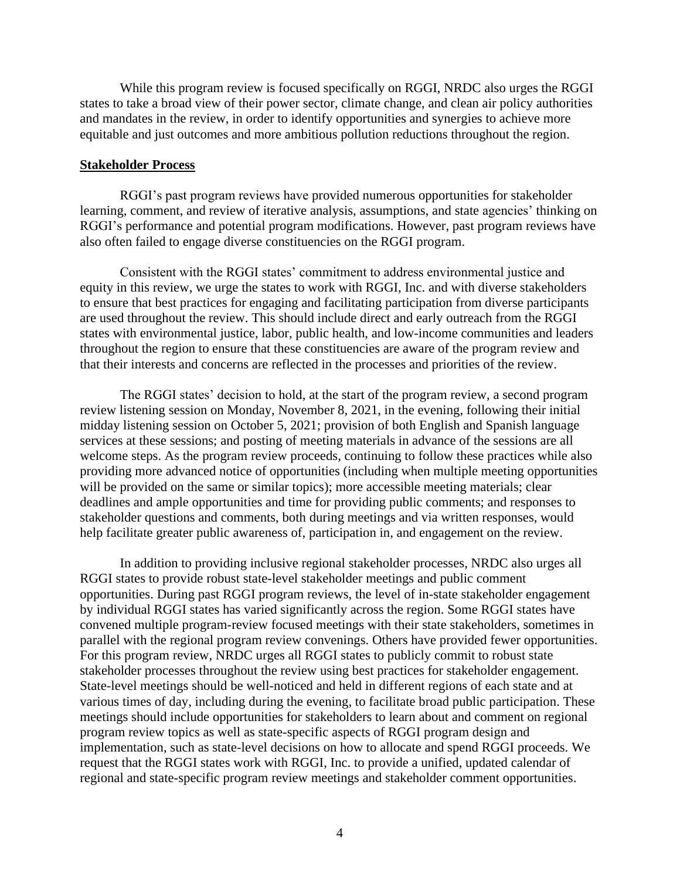While this program review is focused specifically on RGGI, NRDC also urges the RGGI states to take a broad view of their power sector, climate change, and clean air policy authorities and mandates in the review, in order to identify opportunities and synergies to achieve more equitable and just outcomes and more ambitious pollution reductions throughout the region.

**Stakeholder Process**

RGGI's past program reviews have provided numerous opportunities for stakeholder learning, comment, and review of iterative analysis, assumptions, and state agencies' thinking on RGGI's performance and potential program modifications. However, past program reviews have also often failed to engage diverse constituencies on the RGGI program.

Consistent with the RGGI states' commitment to address environmental justice and equity in this review, we urge the states to work with RGGI, Inc. and with diverse stakeholders to ensure that best practices for engaging and facilitating participation from diverse participants are used throughout the review. This should include direct and early outreach from the RGGI states with environmental justice, labor, public health, and low-income communities and leaders throughout the region to ensure that these constituencies are aware of the program review and that their interests and concerns are reflected in the processes and priorities of the review.

The RGGI states' decision to hold, at the start of the program review, a second program review listening session on Monday, November 8, 2021, in the evening, following their initial midday listening session on October 5, 2021; provision of both English and Spanish language services at these sessions; and posting of meeting materials in advance of the sessions are all welcome steps. As the program review proceeds, continuing to follow these practices while also providing more advanced notice of opportunities (including when multiple meeting opportunities will be provided on the same or similar topics); more accessible meeting materials; clear deadlines and ample opportunities and time for providing public comments; and responses to stakeholder questions and comments, both during meetings and via written responses, would help facilitate greater public awareness of, participation in, and engagement on the review.

In addition to providing inclusive regional stakeholder processes, NRDC also urges all RGGI states to provide robust state-level stakeholder meetings and public comment opportunities. During past RGGI program reviews, the level of in-state stakeholder engagement by individual RGGI states has varied significantly across the region. Some RGGI states have convened multiple program-review focused meetings with their state stakeholders, sometimes in parallel with the regional program review convenings. Others have provided fewer opportunities. For this program review, NRDC urges all RGGI states to publicly commit to robust state stakeholder processes throughout the review using best practices for stakeholder engagement. State-level meetings should be well-noticed and held in different regions of each state and at various times of day, including during the evening, to facilitate broad public participation. These meetings should include opportunities for stakeholders to learn about and comment on regional program review topics as well as state-specific aspects of RGGI program design and implementation, such as state-level decisions on how to allocate and spend RGGI proceeds. We request that the RGGI states work with RGGI, Inc. to provide a unified, updated calendar of regional and state-specific program review meetings and stakeholder comment opportunities.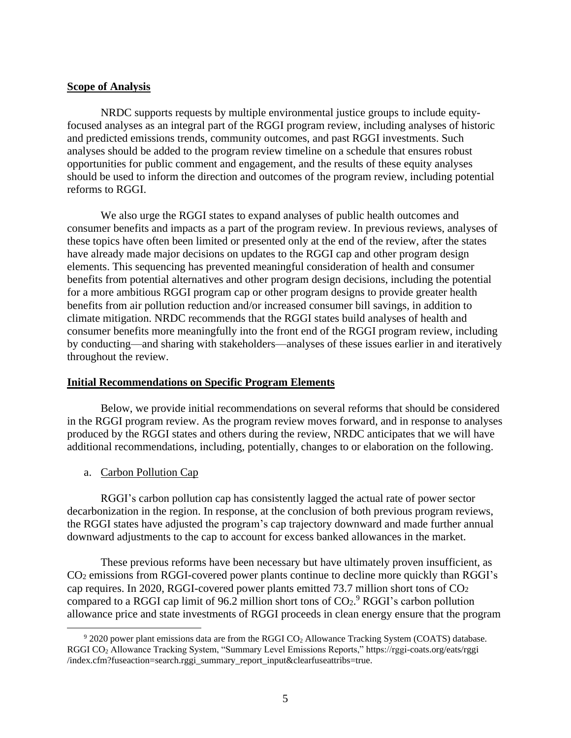**Scope of Analysis**

NRDC supports requests by multiple environmental justice groups to include equity-focused analyses as an integral part of the RGGI program review, including analyses of historic and predicted emissions trends, community outcomes, and past RGGI investments. Such analyses should be added to the program review timeline on a schedule that ensures robust opportunities for public comment and engagement, and the results of these equity analyses should be used to inform the direction and outcomes of the program review, including potential reforms to RGGI.

We also urge the RGGI states to expand analyses of public health outcomes and consumer benefits and impacts as a part of the program review. In previous reviews, analyses of these topics have often been limited or presented only at the end of the review, after the states have already made major decisions on updates to the RGGI cap and other program design elements. This sequencing has prevented meaningful consideration of health and consumer benefits from potential alternatives and other program design decisions, including the potential for a more ambitious RGGI program cap or other program designs to provide greater health benefits from air pollution reduction and/or increased consumer bill savings, in addition to climate mitigation. NRDC recommends that the RGGI states build analyses of health and consumer benefits more meaningfully into the front end of the RGGI program review, including by conducting—and sharing with stakeholders—analyses of these issues earlier in and iteratively throughout the review.

**Initial Recommendations on Specific Program Elements**

Below, we provide initial recommendations on several reforms that should be considered in the RGGI program review. As the program review moves forward, and in response to analyses produced by the RGGI states and others during the review, NRDC anticipates that we will have additional recommendations, including, potentially, changes to or elaboration on the following.

a. Carbon Pollution Cap

RGGI's carbon pollution cap has consistently lagged the actual rate of power sector decarbonization in the region. In response, at the conclusion of both previous program reviews, the RGGI states have adjusted the program's cap trajectory downward and made further annual downward adjustments to the cap to account for excess banked allowances in the market.

These previous reforms have been necessary but have ultimately proven insufficient, as $CO_2$ emissions from RGGI-covered power plants continue to decline more quickly than RGGI's cap requires. In 2020, RGGI-covered power plants emitted 73.7 million short tons of $CO_2$ compared to a RGGI cap limit of 96.2 million short tons of $CO_2$.[9] RGGI's carbon pollution allowance price and state investments of RGGI proceeds in clean energy ensure that the program

[9] 2020 power plant emissions data are from the RGGI $CO_2$ Allowance Tracking System (COATS) database. RGGI $CO_2$ Allowance Tracking System, "Summary Level Emissions Reports," https://rggi-coats.org/eats/rggi /index.cfm?fuseaction=search.rggi_summary_report_input&clearfuseattribs=true.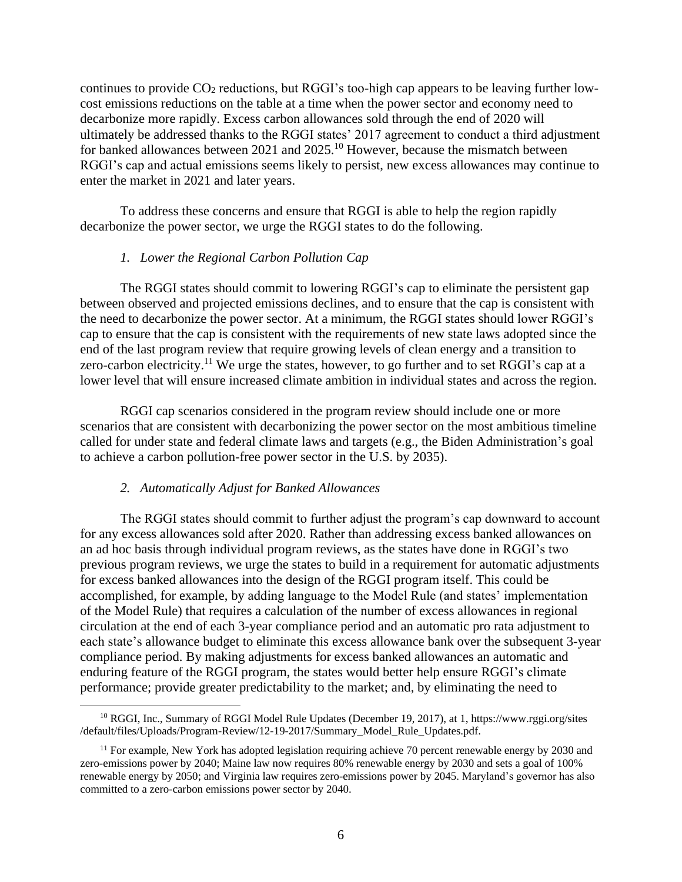continues to provide $CO_2$ reductions, but RGGI's too-high cap appears to be leaving further low-cost emissions reductions on the table at a time when the power sector and economy need to decarbonize more rapidly. Excess carbon allowances sold through the end of 2020 will ultimately be addressed thanks to the RGGI states' 2017 agreement to conduct a third adjustment for banked allowances between 2021 and 2025.[10] However, because the mismatch between RGGI's cap and actual emissions seems likely to persist, new excess allowances may continue to enter the market in 2021 and later years.

To address these concerns and ensure that RGGI is able to help the region rapidly decarbonize the power sector, we urge the RGGI states to do the following.

*1. Lower the Regional Carbon Pollution Cap*

The RGGI states should commit to lowering RGGI's cap to eliminate the persistent gap between observed and projected emissions declines, and to ensure that the cap is consistent with the need to decarbonize the power sector. At a minimum, the RGGI states should lower RGGI's cap to ensure that the cap is consistent with the requirements of new state laws adopted since the end of the last program review that require growing levels of clean energy and a transition to zero-carbon electricity.[11] We urge the states, however, to go further and to set RGGI's cap at a lower level that will ensure increased climate ambition in individual states and across the region.

RGGI cap scenarios considered in the program review should include one or more scenarios that are consistent with decarbonizing the power sector on the most ambitious timeline called for under state and federal climate laws and targets (e.g., the Biden Administration's goal to achieve a carbon pollution-free power sector in the U.S. by 2035).

*2. Automatically Adjust for Banked Allowances*

The RGGI states should commit to further adjust the program's cap downward to account for any excess allowances sold after 2020. Rather than addressing excess banked allowances on an ad hoc basis through individual program reviews, as the states have done in RGGI's two previous program reviews, we urge the states to build in a requirement for automatic adjustments for excess banked allowances into the design of the RGGI program itself. This could be accomplished, for example, by adding language to the Model Rule (and states' implementation of the Model Rule) that requires a calculation of the number of excess allowances in regional circulation at the end of each 3-year compliance period and an automatic pro rata adjustment to each state's allowance budget to eliminate this excess allowance bank over the subsequent 3-year compliance period. By making adjustments for excess banked allowances an automatic and enduring feature of the RGGI program, the states would better help ensure RGGI's climate performance; provide greater predictability to the market; and, by eliminating the need to

---

[10] RGGI, Inc., Summary of RGGI Model Rule Updates (December 19, 2017), at 1, https://www.rggi.org/sites/default/files/Uploads/Program-Review/12-19-2017/Summary_Model_Rule_Updates.pdf.

[11] For example, New York has adopted legislation requiring achieve 70 percent renewable energy by 2030 and zero-emissions power by 2040; Maine law now requires 80% renewable energy by 2030 and sets a goal of 100% renewable energy by 2050; and Virginia law requires zero-emissions power by 2045. Maryland's governor has also committed to a zero-carbon emissions power sector by 2040.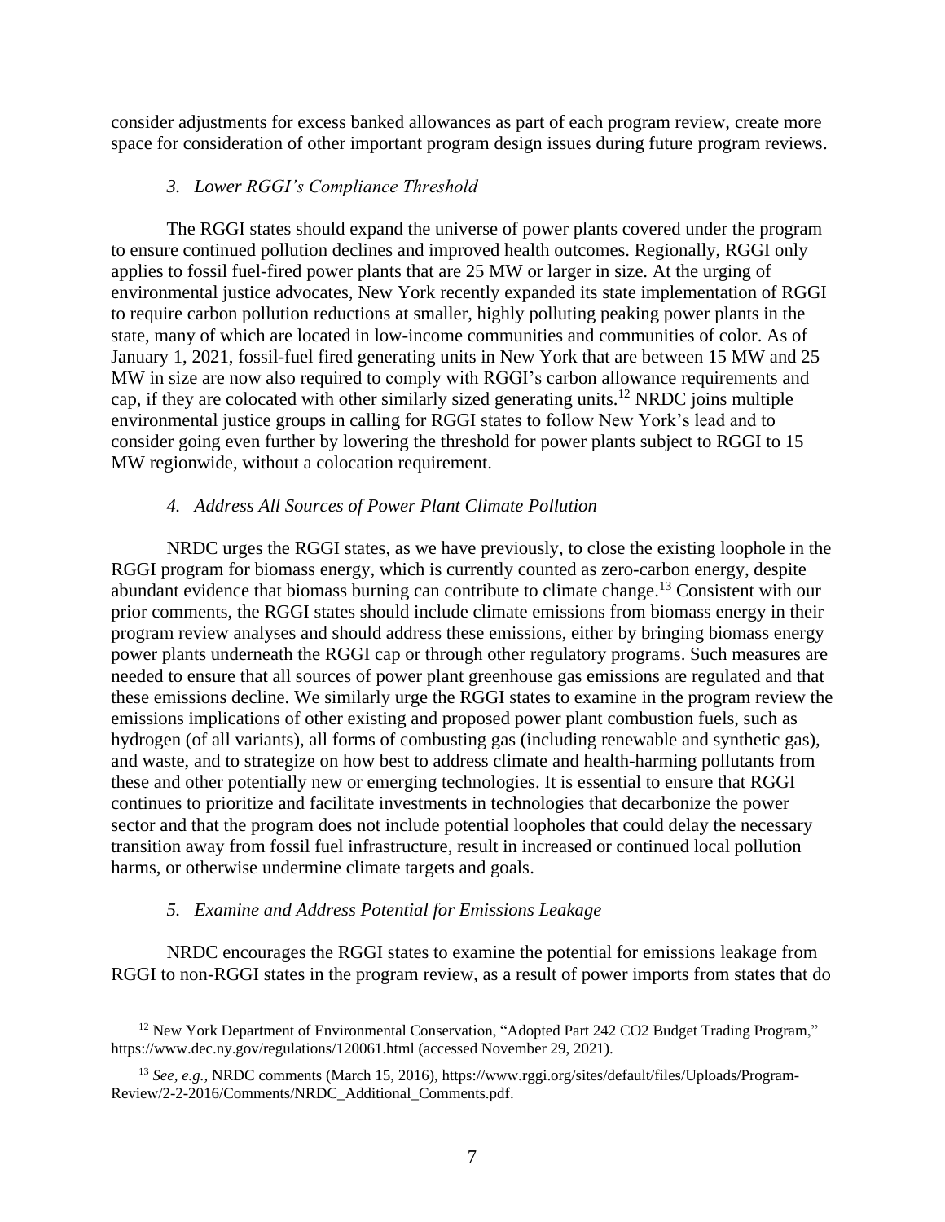consider adjustments for excess banked allowances as part of each program review, create more space for consideration of other important program design issues during future program reviews.

### *3. Lower RGGI's Compliance Threshold*

The RGGI states should expand the universe of power plants covered under the program to ensure continued pollution declines and improved health outcomes. Regionally, RGGI only applies to fossil fuel-fired power plants that are 25 MW or larger in size. At the urging of environmental justice advocates, New York recently expanded its state implementation of RGGI to require carbon pollution reductions at smaller, highly polluting peaking power plants in the state, many of which are located in low-income communities and communities of color. As of January 1, 2021, fossil-fuel fired generating units in New York that are between 15 MW and 25 MW in size are now also required to comply with RGGI's carbon allowance requirements and cap, if they are colocated with other similarly sized generating units.[12] NRDC joins multiple environmental justice groups in calling for RGGI states to follow New York's lead and to consider going even further by lowering the threshold for power plants subject to RGGI to 15 MW regionwide, without a colocation requirement.

### *4. Address All Sources of Power Plant Climate Pollution*

NRDC urges the RGGI states, as we have previously, to close the existing loophole in the RGGI program for biomass energy, which is currently counted as zero-carbon energy, despite abundant evidence that biomass burning can contribute to climate change.[13] Consistent with our prior comments, the RGGI states should include climate emissions from biomass energy in their program review analyses and should address these emissions, either by bringing biomass energy power plants underneath the RGGI cap or through other regulatory programs. Such measures are needed to ensure that all sources of power plant greenhouse gas emissions are regulated and that these emissions decline. We similarly urge the RGGI states to examine in the program review the emissions implications of other existing and proposed power plant combustion fuels, such as hydrogen (of all variants), all forms of combusting gas (including renewable and synthetic gas), and waste, and to strategize on how best to address climate and health-harming pollutants from these and other potentially new or emerging technologies. It is essential to ensure that RGGI continues to prioritize and facilitate investments in technologies that decarbonize the power sector and that the program does not include potential loopholes that could delay the necessary transition away from fossil fuel infrastructure, result in increased or continued local pollution harms, or otherwise undermine climate targets and goals.

### *5. Examine and Address Potential for Emissions Leakage*

NRDC encourages the RGGI states to examine the potential for emissions leakage from RGGI to non-RGGI states in the program review, as a result of power imports from states that do

---

[12] New York Department of Environmental Conservation, "Adopted Part 242 CO2 Budget Trading Program," https://www.dec.ny.gov/regulations/120061.html (accessed November 29, 2021).

[13] *See, e.g.,* NRDC comments (March 15, 2016), https://www.rggi.org/sites/default/files/Uploads/Program-Review/2-2-2016/Comments/NRDC_Additional_Comments.pdf.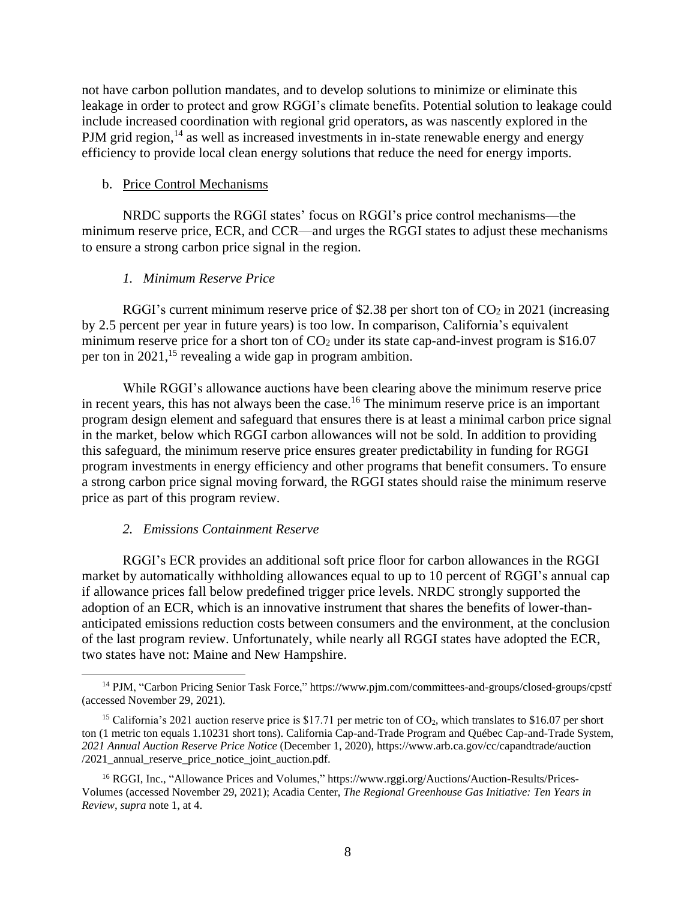not have carbon pollution mandates, and to develop solutions to minimize or eliminate this leakage in order to protect and grow RGGI's climate benefits. Potential solution to leakage could include increased coordination with regional grid operators, as was nascently explored in the PJM grid region,[14] as well as increased investments in in-state renewable energy and energy efficiency to provide local clean energy solutions that reduce the need for energy imports.

b. Price Control Mechanisms

NRDC supports the RGGI states' focus on RGGI's price control mechanisms—the minimum reserve price, ECR, and CCR—and urges the RGGI states to adjust these mechanisms to ensure a strong carbon price signal in the region.

*1. Minimum Reserve Price*

RGGI's current minimum reserve price of \$2.38 per short ton of $CO_2$ in 2021 (increasing by 2.5 percent per year in future years) is too low. In comparison, California's equivalent minimum reserve price for a short ton of $CO_2$ under its state cap-and-invest program is \$16.07 per ton in 2021,[15] revealing a wide gap in program ambition.

While RGGI's allowance auctions have been clearing above the minimum reserve price in recent years, this has not always been the case.[16] The minimum reserve price is an important program design element and safeguard that ensures there is at least a minimal carbon price signal in the market, below which RGGI carbon allowances will not be sold. In addition to providing this safeguard, the minimum reserve price ensures greater predictability in funding for RGGI program investments in energy efficiency and other programs that benefit consumers. To ensure a strong carbon price signal moving forward, the RGGI states should raise the minimum reserve price as part of this program review.

*2. Emissions Containment Reserve*

RGGI's ECR provides an additional soft price floor for carbon allowances in the RGGI market by automatically withholding allowances equal to up to 10 percent of RGGI's annual cap if allowance prices fall below predefined trigger price levels. NRDC strongly supported the adoption of an ECR, which is an innovative instrument that shares the benefits of lower-than-anticipated emissions reduction costs between consumers and the environment, at the conclusion of the last program review. Unfortunately, while nearly all RGGI states have adopted the ECR, two states have not: Maine and New Hampshire.

---

[14] PJM, "Carbon Pricing Senior Task Force," https://www.pjm.com/committees-and-groups/closed-groups/cpstf (accessed November 29, 2021).

[15] California's 2021 auction reserve price is \$17.71 per metric ton of $CO_2$, which translates to \$16.07 per short ton (1 metric ton equals 1.10231 short tons). California Cap-and-Trade Program and Québec Cap-and-Trade System, *2021 Annual Auction Reserve Price Notice* (December 1, 2020), https://www.arb.ca.gov/cc/capandtrade/auction/2021_annual_reserve_price_notice_joint_auction.pdf.

[16] RGGI, Inc., "Allowance Prices and Volumes," https://www.rggi.org/Auctions/Auction-Results/Prices-Volumes (accessed November 29, 2021); Acadia Center, *The Regional Greenhouse Gas Initiative: Ten Years in Review*, *supra* note 1, at 4.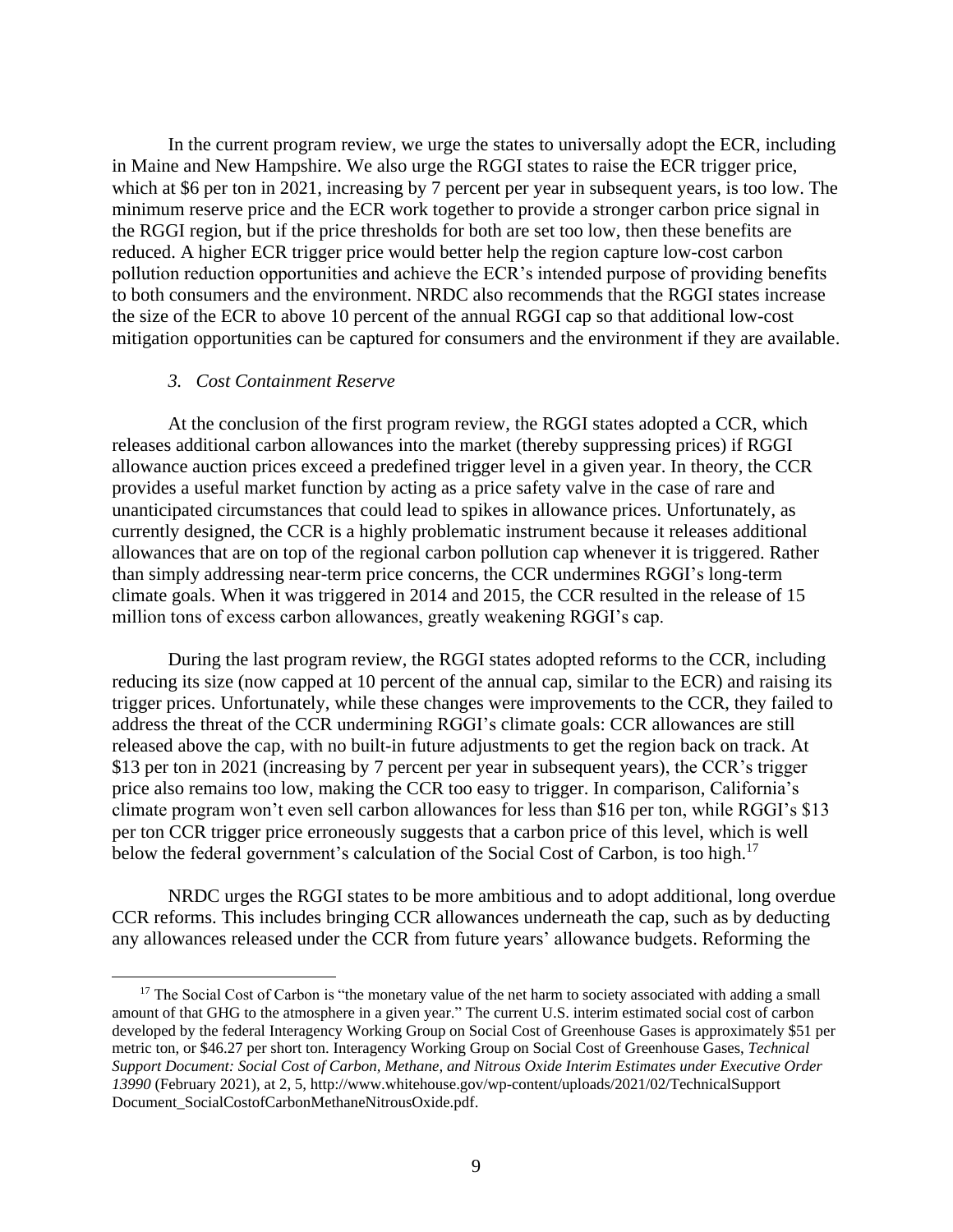In the current program review, we urge the states to universally adopt the ECR, including in Maine and New Hampshire. We also urge the RGGI states to raise the ECR trigger price, which at $6 per ton in 2021, increasing by 7 percent per year in subsequent years, is too low. The minimum reserve price and the ECR work together to provide a stronger carbon price signal in the RGGI region, but if the price thresholds for both are set too low, then these benefits are reduced. A higher ECR trigger price would better help the region capture low-cost carbon pollution reduction opportunities and achieve the ECR's intended purpose of providing benefits to both consumers and the environment. NRDC also recommends that the RGGI states increase the size of the ECR to above 10 percent of the annual RGGI cap so that additional low-cost mitigation opportunities can be captured for consumers and the environment if they are available.

### 3. *Cost Containment Reserve*

At the conclusion of the first program review, the RGGI states adopted a CCR, which releases additional carbon allowances into the market (thereby suppressing prices) if RGGI allowance auction prices exceed a predefined trigger level in a given year. In theory, the CCR provides a useful market function by acting as a price safety valve in the case of rare and unanticipated circumstances that could lead to spikes in allowance prices. Unfortunately, as currently designed, the CCR is a highly problematic instrument because it releases additional allowances that are on top of the regional carbon pollution cap whenever it is triggered. Rather than simply addressing near-term price concerns, the CCR undermines RGGI's long-term climate goals. When it was triggered in 2014 and 2015, the CCR resulted in the release of 15 million tons of excess carbon allowances, greatly weakening RGGI's cap.

During the last program review, the RGGI states adopted reforms to the CCR, including reducing its size (now capped at 10 percent of the annual cap, similar to the ECR) and raising its trigger prices. Unfortunately, while these changes were improvements to the CCR, they failed to address the threat of the CCR undermining RGGI's climate goals: CCR allowances are still released above the cap, with no built-in future adjustments to get the region back on track. At $13 per ton in 2021 (increasing by 7 percent per year in subsequent years), the CCR's trigger price also remains too low, making the CCR too easy to trigger. In comparison, California's climate program won't even sell carbon allowances for less than $16 per ton, while RGGI's $13 per ton CCR trigger price erroneously suggests that a carbon price of this level, which is well below the federal government's calculation of the Social Cost of Carbon, is too high.[17]

NRDC urges the RGGI states to be more ambitious and to adopt additional, long overdue CCR reforms. This includes bringing CCR allowances underneath the cap, such as by deducting any allowances released under the CCR from future years' allowance budgets. Reforming the

[17] The Social Cost of Carbon is "the monetary value of the net harm to society associated with adding a small amount of that GHG to the atmosphere in a given year." The current U.S. interim estimated social cost of carbon developed by the federal Interagency Working Group on Social Cost of Greenhouse Gases is approximately $51 per metric ton, or $46.27 per short ton. Interagency Working Group on Social Cost of Greenhouse Gases, *Technical Support Document: Social Cost of Carbon, Methane, and Nitrous Oxide Interim Estimates under Executive Order 13990* (February 2021), at 2, 5, http://www.whitehouse.gov/wp-content/uploads/2021/02/TechnicalSupport Document_SocialCostofCarbonMethaneNitrousOxide.pdf.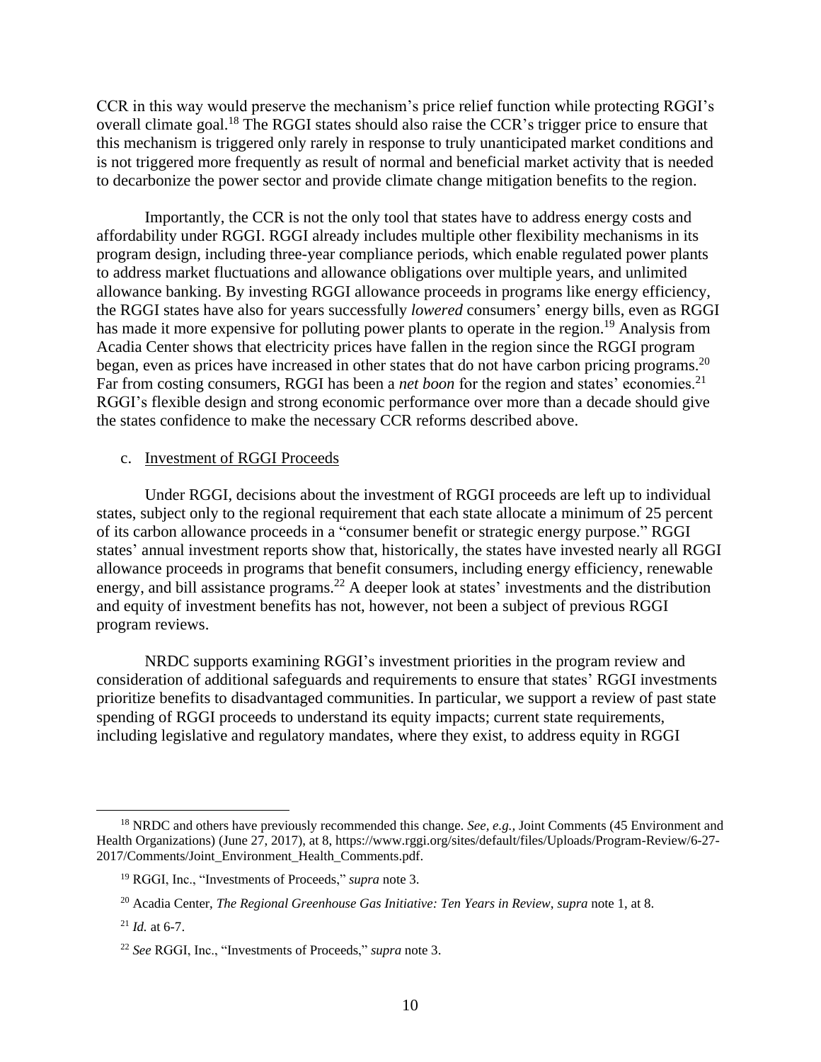CCR in this way would preserve the mechanism's price relief function while protecting RGGI's overall climate goal.[18] The RGGI states should also raise the CCR's trigger price to ensure that this mechanism is triggered only rarely in response to truly unanticipated market conditions and is not triggered more frequently as result of normal and beneficial market activity that is needed to decarbonize the power sector and provide climate change mitigation benefits to the region.

Importantly, the CCR is not the only tool that states have to address energy costs and affordability under RGGI. RGGI already includes multiple other flexibility mechanisms in its program design, including three-year compliance periods, which enable regulated power plants to address market fluctuations and allowance obligations over multiple years, and unlimited allowance banking. By investing RGGI allowance proceeds in programs like energy efficiency, the RGGI states have also for years successfully *lowered* consumers' energy bills, even as RGGI has made it more expensive for polluting power plants to operate in the region.[19] Analysis from Acadia Center shows that electricity prices have fallen in the region since the RGGI program began, even as prices have increased in other states that do not have carbon pricing programs.[20] Far from costing consumers, RGGI has been a *net boon* for the region and states' economies.[21] RGGI's flexible design and strong economic performance over more than a decade should give the states confidence to make the necessary CCR reforms described above.

c. Investment of RGGI Proceeds

Under RGGI, decisions about the investment of RGGI proceeds are left up to individual states, subject only to the regional requirement that each state allocate a minimum of 25 percent of its carbon allowance proceeds in a "consumer benefit or strategic energy purpose." RGGI states' annual investment reports show that, historically, the states have invested nearly all RGGI allowance proceeds in programs that benefit consumers, including energy efficiency, renewable energy, and bill assistance programs.[22] A deeper look at states' investments and the distribution and equity of investment benefits has not, however, not been a subject of previous RGGI program reviews.

NRDC supports examining RGGI's investment priorities in the program review and consideration of additional safeguards and requirements to ensure that states' RGGI investments prioritize benefits to disadvantaged communities. In particular, we support a review of past state spending of RGGI proceeds to understand its equity impacts; current state requirements, including legislative and regulatory mandates, where they exist, to address equity in RGGI

---

[18] NRDC and others have previously recommended this change. *See, e.g.*, Joint Comments (45 Environment and Health Organizations) (June 27, 2017), at 8, https://www.rggi.org/sites/default/files/Uploads/Program-Review/6-27-2017/Comments/Joint_Environment_Health_Comments.pdf.

[19] RGGI, Inc., "Investments of Proceeds," *supra* note 3.

[20] Acadia Center, *The Regional Greenhouse Gas Initiative: Ten Years in Review*, *supra* note 1, at 8.

[21] *Id.* at 6-7.

[22] *See* RGGI, Inc., "Investments of Proceeds," *supra* note 3.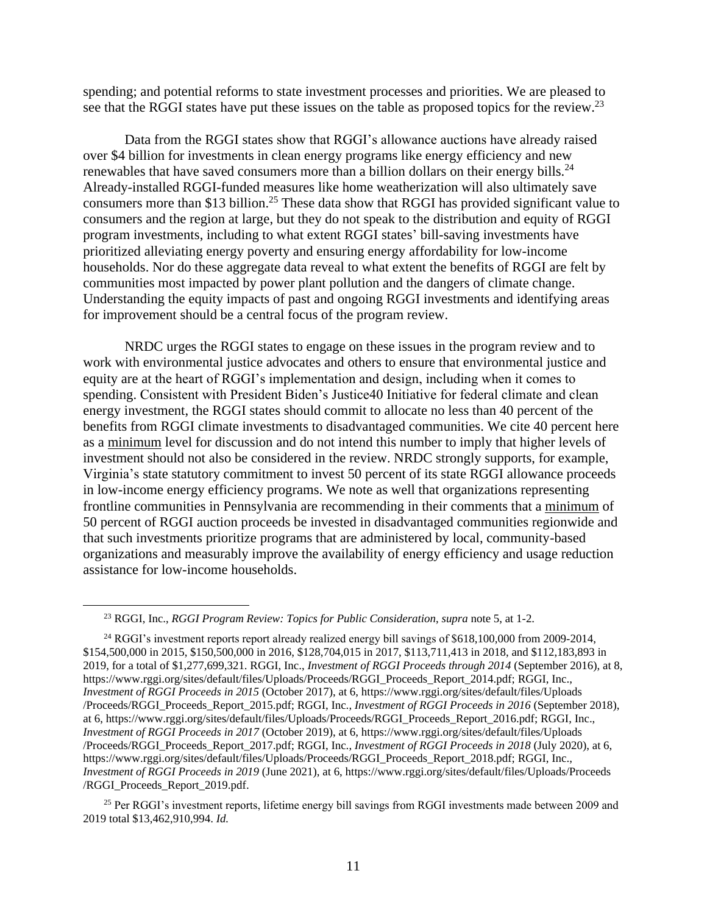spending; and potential reforms to state investment processes and priorities. We are pleased to see that the RGGI states have put these issues on the table as proposed topics for the review.[23]

Data from the RGGI states show that RGGI's allowance auctions have already raised over $4 billion for investments in clean energy programs like energy efficiency and new renewables that have saved consumers more than a billion dollars on their energy bills.[24] Already-installed RGGI-funded measures like home weatherization will also ultimately save consumers more than $13 billion.[25] These data show that RGGI has provided significant value to consumers and the region at large, but they do not speak to the distribution and equity of RGGI program investments, including to what extent RGGI states' bill-saving investments have prioritized alleviating energy poverty and ensuring energy affordability for low-income households. Nor do these aggregate data reveal to what extent the benefits of RGGI are felt by communities most impacted by power plant pollution and the dangers of climate change. Understanding the equity impacts of past and ongoing RGGI investments and identifying areas for improvement should be a central focus of the program review.

NRDC urges the RGGI states to engage on these issues in the program review and to work with environmental justice advocates and others to ensure that environmental justice and equity are at the heart of RGGI's implementation and design, including when it comes to spending. Consistent with President Biden's Justice40 Initiative for federal climate and clean energy investment, the RGGI states should commit to allocate no less than 40 percent of the benefits from RGGI climate investments to disadvantaged communities. We cite 40 percent here as a minimum level for discussion and do not intend this number to imply that higher levels of investment should not also be considered in the review. NRDC strongly supports, for example, Virginia's state statutory commitment to invest 50 percent of its state RGGI allowance proceeds in low-income energy efficiency programs. We note as well that organizations representing frontline communities in Pennsylvania are recommending in their comments that a minimum of 50 percent of RGGI auction proceeds be invested in disadvantaged communities regionwide and that such investments prioritize programs that are administered by local, community-based organizations and measurably improve the availability of energy efficiency and usage reduction assistance for low-income households.

---

[23] RGGI, Inc., *RGGI Program Review: Topics for Public Consideration*, *supra* note 5, at 1-2.

[24] RGGI's investment reports report already realized energy bill savings of $618,100,000 from 2009-2014, $154,500,000 in 2015, $150,500,000 in 2016, $128,704,015 in 2017, $113,711,413 in 2018, and $112,183,893 in 2019, for a total of $1,277,699,321. RGGI, Inc., *Investment of RGGI Proceeds through 2014* (September 2016), at 8, https://www.rggi.org/sites/default/files/Uploads/Proceeds/RGGI_Proceeds_Report_2014.pdf; RGGI, Inc., *Investment of RGGI Proceeds in 2015* (October 2017), at 6, https://www.rggi.org/sites/default/files/Uploads/Proceeds/RGGI_Proceeds_Report_2015.pdf; RGGI, Inc., *Investment of RGGI Proceeds in 2016* (September 2018), at 6, https://www.rggi.org/sites/default/files/Uploads/Proceeds/RGGI_Proceeds_Report_2016.pdf; RGGI, Inc., *Investment of RGGI Proceeds in 2017* (October 2019), at 6, https://www.rggi.org/sites/default/files/Uploads/Proceeds/RGGI_Proceeds_Report_2017.pdf; RGGI, Inc., *Investment of RGGI Proceeds in 2018* (July 2020), at 6, https://www.rggi.org/sites/default/files/Uploads/Proceeds/RGGI_Proceeds_Report_2018.pdf; RGGI, Inc., *Investment of RGGI Proceeds in 2019* (June 2021), at 6, https://www.rggi.org/sites/default/files/Uploads/Proceeds/RGGI_Proceeds_Report_2019.pdf.

[25] Per RGGI's investment reports, lifetime energy bill savings from RGGI investments made between 2009 and 2019 total $13,462,910,994. *Id.*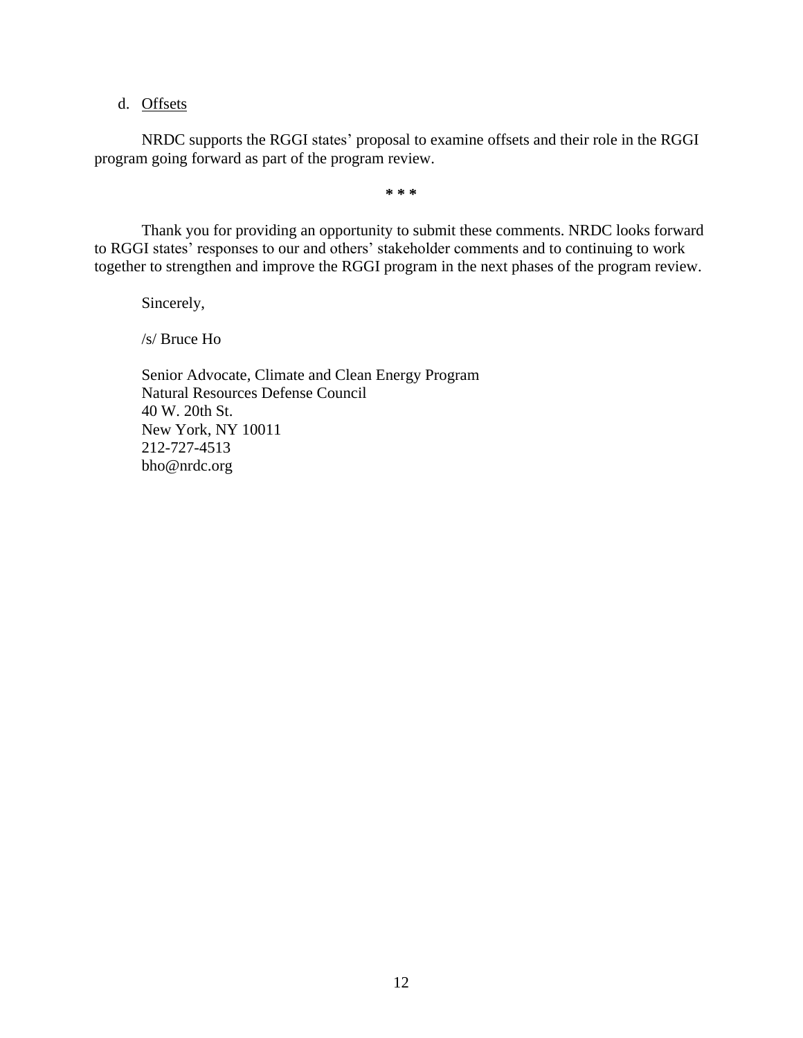d. Offsets

NRDC supports the RGGI states' proposal to examine offsets and their role in the RGGI program going forward as part of the program review.

* * *

Thank you for providing an opportunity to submit these comments. NRDC looks forward to RGGI states' responses to our and others' stakeholder comments and to continuing to work together to strengthen and improve the RGGI program in the next phases of the program review.

Sincerely,

/s/ Bruce Ho

Senior Advocate, Climate and Clean Energy Program
Natural Resources Defense Council
40 W. 20th St.
New York, NY 10011
212-727-4513
bho@nrdc.org